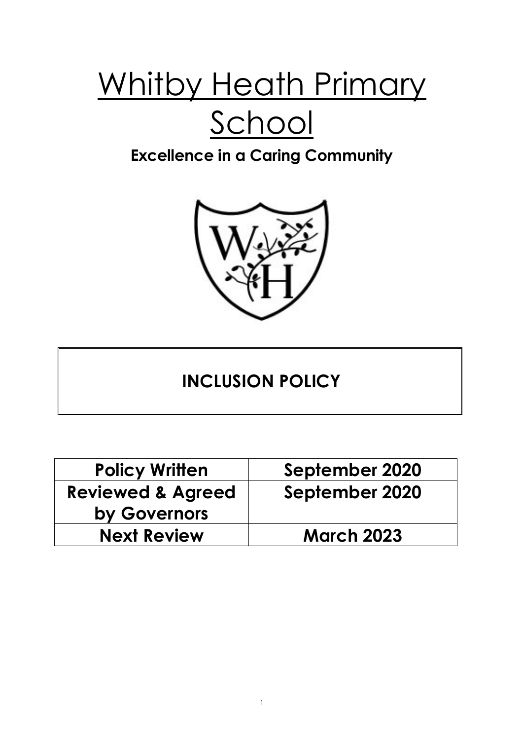# Whitby Heath Primary School

**Excellence in a Caring Community**

## INCLUSION POLICY

| Policy Written | September 2020 |
| --- | --- |
| Reviewed & Agreed by Governors | September 2020 |
| Next Review | March 2023 |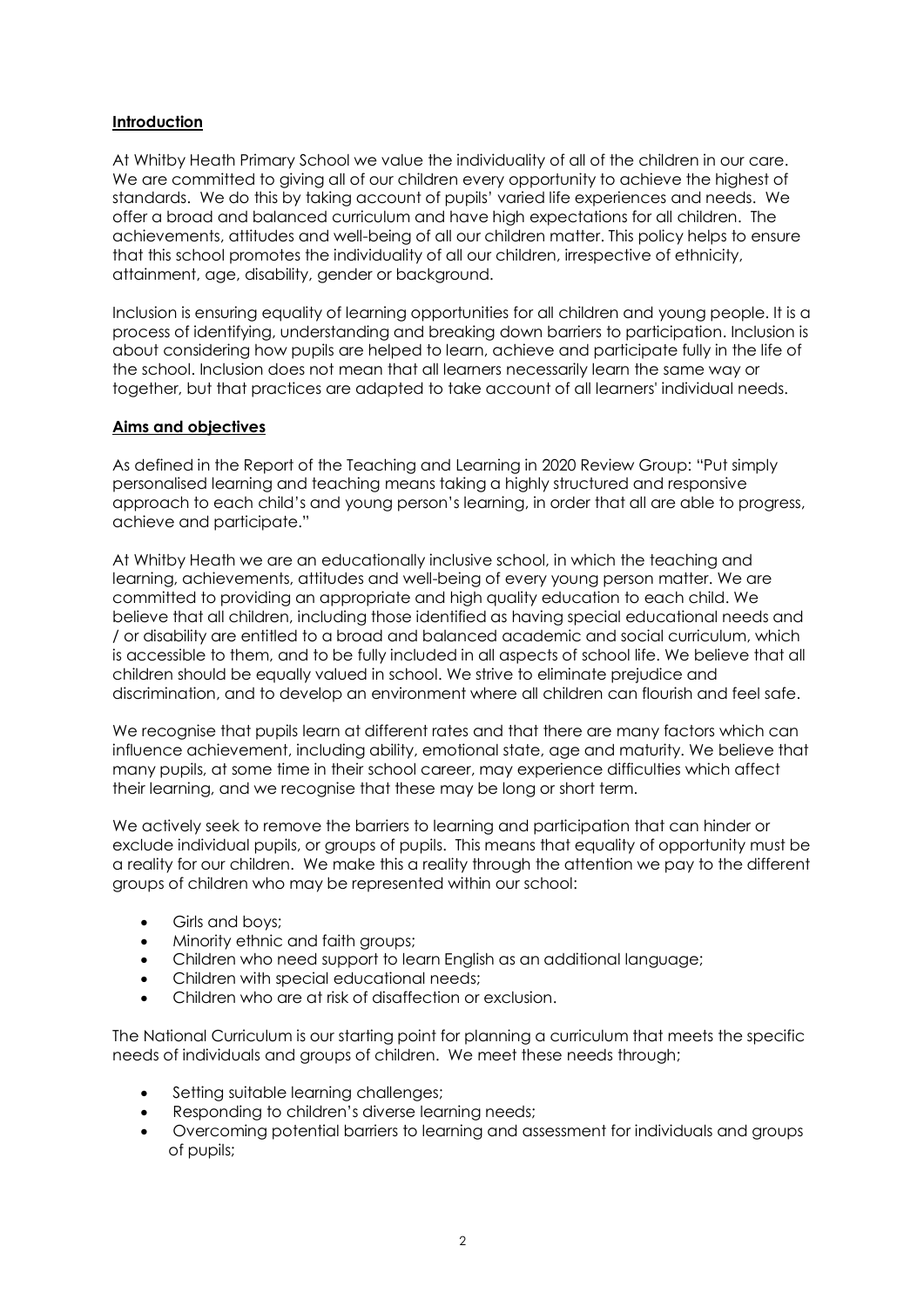## Introduction

At Whitby Heath Primary School we value the individuality of all of the children in our care. We are committed to giving all of our children every opportunity to achieve the highest of standards. We do this by taking account of pupils' varied life experiences and needs. We offer a broad and balanced curriculum and have high expectations for all children. The achievements, attitudes and well-being of all our children matter. This policy helps to ensure that this school promotes the individuality of all our children, irrespective of ethnicity, attainment, age, disability, gender or background.

Inclusion is ensuring equality of learning opportunities for all children and young people. It is a process of identifying, understanding and breaking down barriers to participation. Inclusion is about considering how pupils are helped to learn, achieve and participate fully in the life of the school. Inclusion does not mean that all learners necessarily learn the same way or together, but that practices are adapted to take account of all learners' individual needs.

## Aims and objectives

As defined in the Report of the Teaching and Learning in 2020 Review Group: "Put simply personalised learning and teaching means taking a highly structured and responsive approach to each child's and young person's learning, in order that all are able to progress, achieve and participate."

At Whitby Heath we are an educationally inclusive school, in which the teaching and learning, achievements, attitudes and well-being of every young person matter. We are committed to providing an appropriate and high quality education to each child. We believe that all children, including those identified as having special educational needs and / or disability are entitled to a broad and balanced academic and social curriculum, which is accessible to them, and to be fully included in all aspects of school life. We believe that all children should be equally valued in school. We strive to eliminate prejudice and discrimination, and to develop an environment where all children can flourish and feel safe.

We recognise that pupils learn at different rates and that there are many factors which can influence achievement, including ability, emotional state, age and maturity. We believe that many pupils, at some time in their school career, may experience difficulties which affect their learning, and we recognise that these may be long or short term.

We actively seek to remove the barriers to learning and participation that can hinder or exclude individual pupils, or groups of pupils. This means that equality of opportunity must be a reality for our children. We make this a reality through the attention we pay to the different groups of children who may be represented within our school:

- Girls and boys;
- Minority ethnic and faith groups;
- Children who need support to learn English as an additional language;
- Children with special educational needs;
- Children who are at risk of disaffection or exclusion.

The National Curriculum is our starting point for planning a curriculum that meets the specific needs of individuals and groups of children. We meet these needs through;

- Setting suitable learning challenges;
- Responding to children's diverse learning needs;
- Overcoming potential barriers to learning and assessment for individuals and groups of pupils;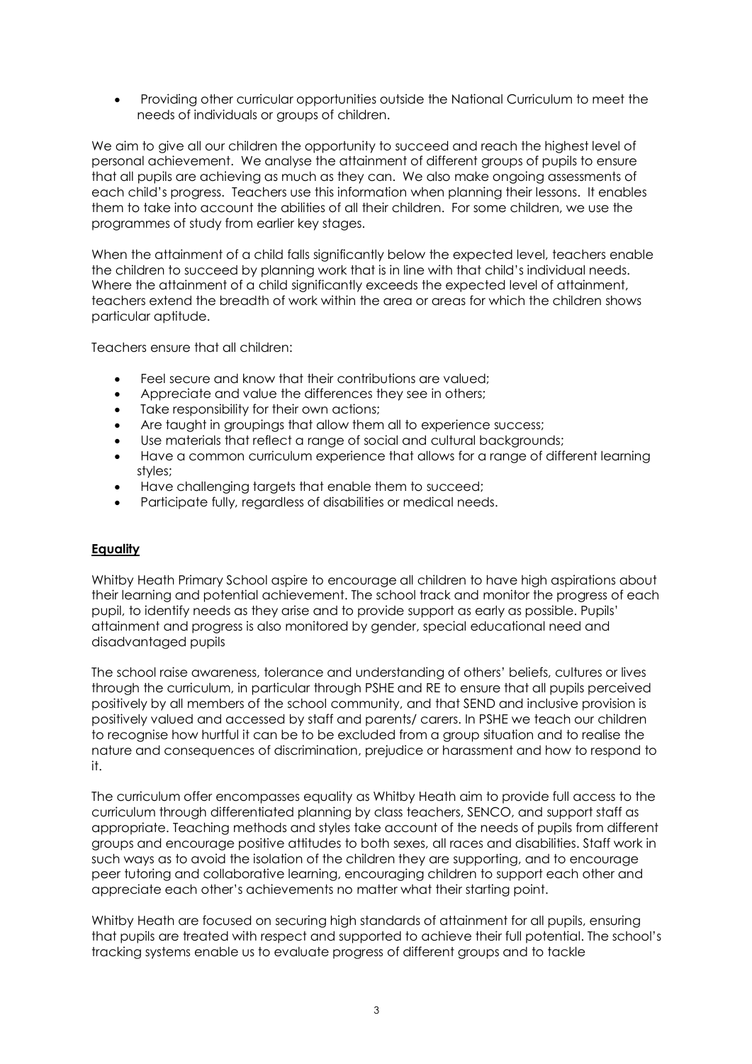- Providing other curricular opportunities outside the National Curriculum to meet the needs of individuals or groups of children.

We aim to give all our children the opportunity to succeed and reach the highest level of personal achievement. We analyse the attainment of different groups of pupils to ensure that all pupils are achieving as much as they can. We also make ongoing assessments of each child's progress. Teachers use this information when planning their lessons. It enables them to take into account the abilities of all their children. For some children, we use the programmes of study from earlier key stages.

When the attainment of a child falls significantly below the expected level, teachers enable the children to succeed by planning work that is in line with that child's individual needs. Where the attainment of a child significantly exceeds the expected level of attainment, teachers extend the breadth of work within the area or areas for which the children shows particular aptitude.

Teachers ensure that all children:

- Feel secure and know that their contributions are valued;
- Appreciate and value the differences they see in others;
- Take responsibility for their own actions;
- Are taught in groupings that allow them all to experience success;
- Use materials that reflect a range of social and cultural backgrounds;
- Have a common curriculum experience that allows for a range of different learning styles;
- Have challenging targets that enable them to succeed;
- Participate fully, regardless of disabilities or medical needs.

**Equality**

Whitby Heath Primary School aspire to encourage all children to have high aspirations about their learning and potential achievement. The school track and monitor the progress of each pupil, to identify needs as they arise and to provide support as early as possible. Pupils' attainment and progress is also monitored by gender, special educational need and disadvantaged pupils

The school raise awareness, tolerance and understanding of others' beliefs, cultures or lives through the curriculum, in particular through PSHE and RE to ensure that all pupils perceived positively by all members of the school community, and that SEND and inclusive provision is positively valued and accessed by staff and parents/ carers. In PSHE we teach our children to recognise how hurtful it can be to be excluded from a group situation and to realise the nature and consequences of discrimination, prejudice or harassment and how to respond to it.

The curriculum offer encompasses equality as Whitby Heath aim to provide full access to the curriculum through differentiated planning by class teachers, SENCO, and support staff as appropriate. Teaching methods and styles take account of the needs of pupils from different groups and encourage positive attitudes to both sexes, all races and disabilities. Staff work in such ways as to avoid the isolation of the children they are supporting, and to encourage peer tutoring and collaborative learning, encouraging children to support each other and appreciate each other's achievements no matter what their starting point.

Whitby Heath are focused on securing high standards of attainment for all pupils, ensuring that pupils are treated with respect and supported to achieve their full potential. The school's tracking systems enable us to evaluate progress of different groups and to tackle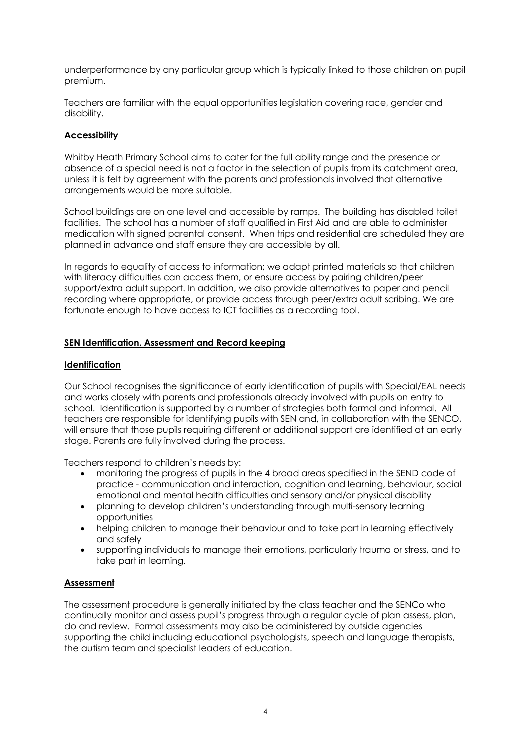underperformance by any particular group which is typically linked to those children on pupil premium.

Teachers are familiar with the equal opportunities legislation covering race, gender and disability.

## Accessibility

Whitby Heath Primary School aims to cater for the full ability range and the presence or absence of a special need is not a factor in the selection of pupils from its catchment area, unless it is felt by agreement with the parents and professionals involved that alternative arrangements would be more suitable.

School buildings are on one level and accessible by ramps. The building has disabled toilet facilities. The school has a number of staff qualified in First Aid and are able to administer medication with signed parental consent. When trips and residential are scheduled they are planned in advance and staff ensure they are accessible by all.

In regards to equality of access to information; we adapt printed materials so that children with literacy difficulties can access them, or ensure access by pairing children/peer support/extra adult support. In addition, we also provide alternatives to paper and pencil recording where appropriate, or provide access through peer/extra adult scribing. We are fortunate enough to have access to ICT facilities as a recording tool.

## SEN Identification. Assessment and Record keeping

### Identification

Our School recognises the significance of early identification of pupils with Special/EAL needs and works closely with parents and professionals already involved with pupils on entry to school. Identification is supported by a number of strategies both formal and informal. All teachers are responsible for identifying pupils with SEN and, in collaboration with the SENCO, will ensure that those pupils requiring different or additional support are identified at an early stage. Parents are fully involved during the process.

Teachers respond to children's needs by:

- monitoring the progress of pupils in the 4 broad areas specified in the SEND code of practice - communication and interaction, cognition and learning, behaviour, social emotional and mental health difficulties and sensory and/or physical disability
- planning to develop children's understanding through multi-sensory learning opportunities
- helping children to manage their behaviour and to take part in learning effectively and safely
- supporting individuals to manage their emotions, particularly trauma or stress, and to take part in learning.

### Assessment

The assessment procedure is generally initiated by the class teacher and the SENCo who continually monitor and assess pupil's progress through a regular cycle of plan assess, plan, do and review. Formal assessments may also be administered by outside agencies supporting the child including educational psychologists, speech and language therapists, the autism team and specialist leaders of education.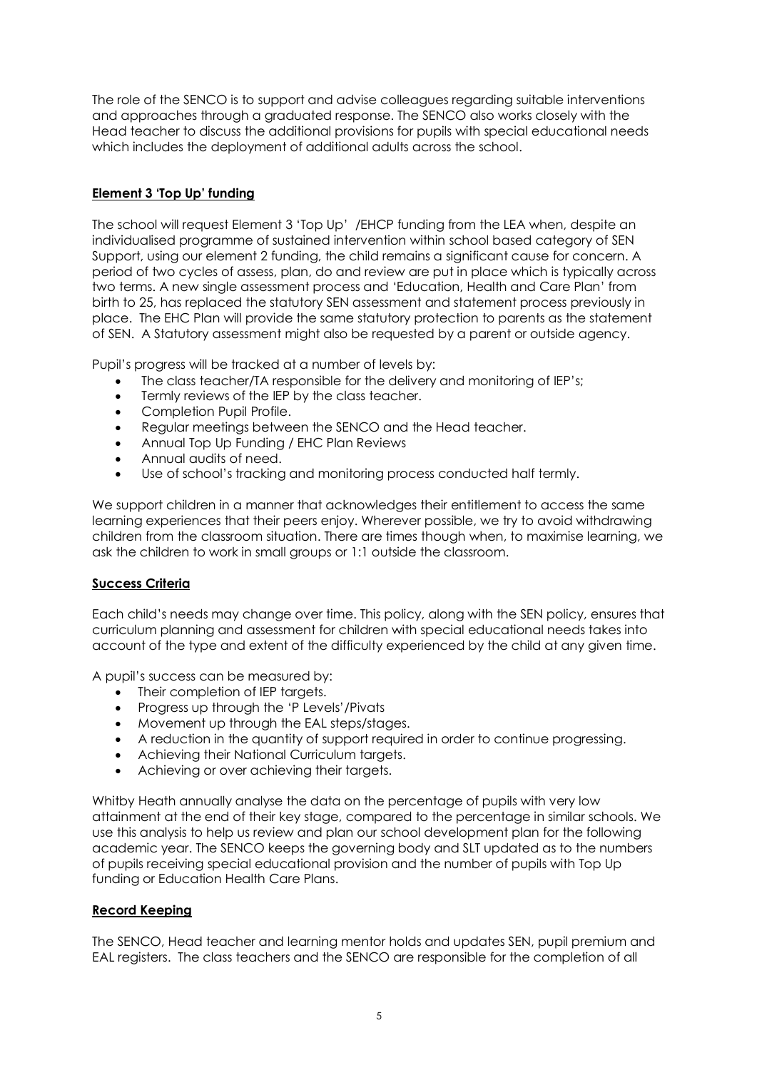The role of the SENCO is to support and advise colleagues regarding suitable interventions and approaches through a graduated response. The SENCO also works closely with the Head teacher to discuss the additional provisions for pupils with special educational needs which includes the deployment of additional adults across the school.

## Element 3 'Top Up' funding

The school will request Element 3 'Top Up' /EHCP funding from the LEA when, despite an individualised programme of sustained intervention within school based category of SEN Support, using our element 2 funding, the child remains a significant cause for concern. A period of two cycles of assess, plan, do and review are put in place which is typically across two terms. A new single assessment process and 'Education, Health and Care Plan' from birth to 25, has replaced the statutory SEN assessment and statement process previously in place. The EHC Plan will provide the same statutory protection to parents as the statement of SEN. A Statutory assessment might also be requested by a parent or outside agency.

Pupil's progress will be tracked at a number of levels by:

- The class teacher/TA responsible for the delivery and monitoring of IEP's;
- Termly reviews of the IEP by the class teacher.
- Completion Pupil Profile.
- Regular meetings between the SENCO and the Head teacher.
- Annual Top Up Funding / EHC Plan Reviews
- Annual audits of need.
- Use of school's tracking and monitoring process conducted half termly.

We support children in a manner that acknowledges their entitlement to access the same learning experiences that their peers enjoy. Wherever possible, we try to avoid withdrawing children from the classroom situation. There are times though when, to maximise learning, we ask the children to work in small groups or 1:1 outside the classroom.

## Success Criteria

Each child's needs may change over time. This policy, along with the SEN policy, ensures that curriculum planning and assessment for children with special educational needs takes into account of the type and extent of the difficulty experienced by the child at any given time.

A pupil's success can be measured by:

- Their completion of IEP targets.
- Progress up through the 'P Levels'/Pivats
- Movement up through the EAL steps/stages.
- A reduction in the quantity of support required in order to continue progressing.
- Achieving their National Curriculum targets.
- Achieving or over achieving their targets.

Whitby Heath annually analyse the data on the percentage of pupils with very low attainment at the end of their key stage, compared to the percentage in similar schools. We use this analysis to help us review and plan our school development plan for the following academic year. The SENCO keeps the governing body and SLT updated as to the numbers of pupils receiving special educational provision and the number of pupils with Top Up funding or Education Health Care Plans.

## Record Keeping

The SENCO, Head teacher and learning mentor holds and updates SEN, pupil premium and EAL registers. The class teachers and the SENCO are responsible for the completion of all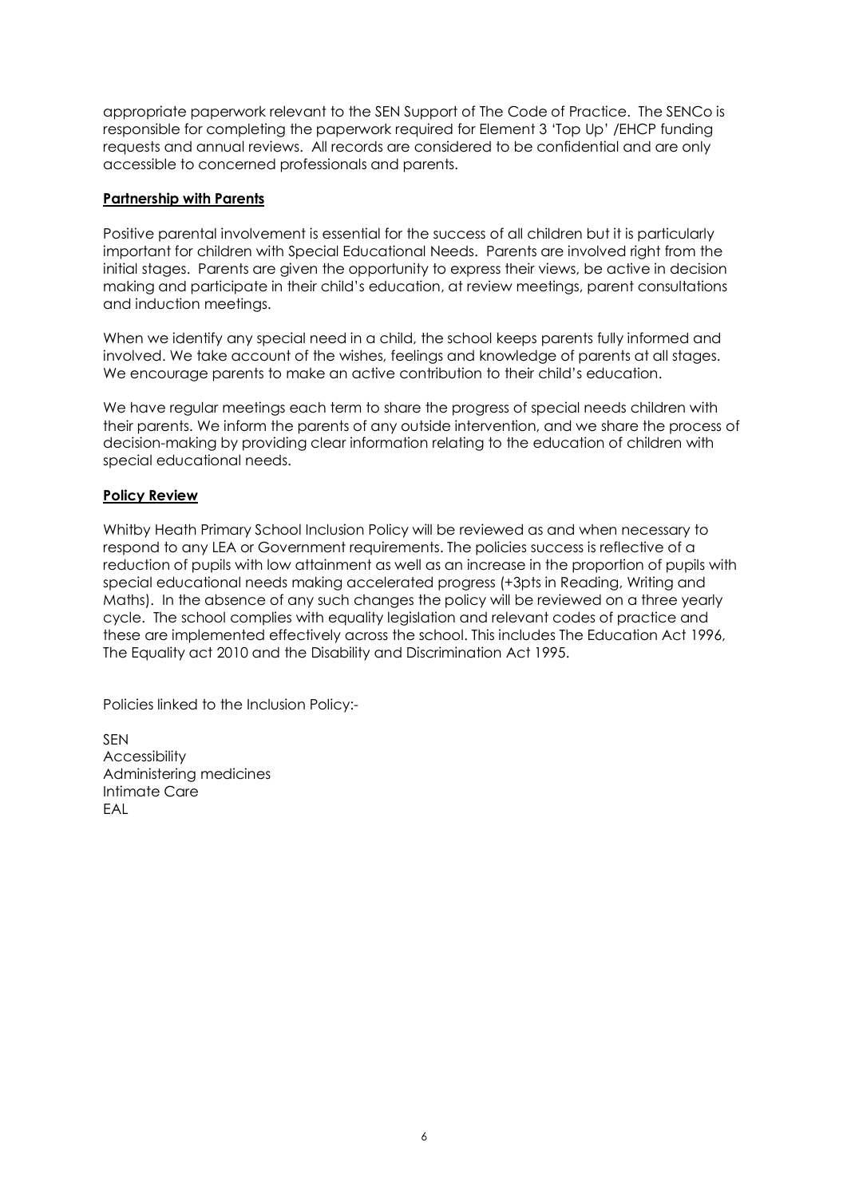appropriate paperwork relevant to the SEN Support of The Code of Practice. The SENCo is responsible for completing the paperwork required for Element 3 'Top Up' /EHCP funding requests and annual reviews. All records are considered to be confidential and are only accessible to concerned professionals and parents.

**Partnership with Parents**

Positive parental involvement is essential for the success of all children but it is particularly important for children with Special Educational Needs. Parents are involved right from the initial stages. Parents are given the opportunity to express their views, be active in decision making and participate in their child's education, at review meetings, parent consultations and induction meetings.

When we identify any special need in a child, the school keeps parents fully informed and involved. We take account of the wishes, feelings and knowledge of parents at all stages. We encourage parents to make an active contribution to their child's education.

We have regular meetings each term to share the progress of special needs children with their parents. We inform the parents of any outside intervention, and we share the process of decision-making by providing clear information relating to the education of children with special educational needs.

**Policy Review**

Whitby Heath Primary School Inclusion Policy will be reviewed as and when necessary to respond to any LEA or Government requirements. The policies success is reflective of a reduction of pupils with low attainment as well as an increase in the proportion of pupils with special educational needs making accelerated progress (+3pts in Reading, Writing and Maths). In the absence of any such changes the policy will be reviewed on a three yearly cycle. The school complies with equality legislation and relevant codes of practice and these are implemented effectively across the school. This includes The Education Act 1996, The Equality act 2010 and the Disability and Discrimination Act 1995.

Policies linked to the Inclusion Policy:-

SEN
Accessibility
Administering medicines
Intimate Care
EAL